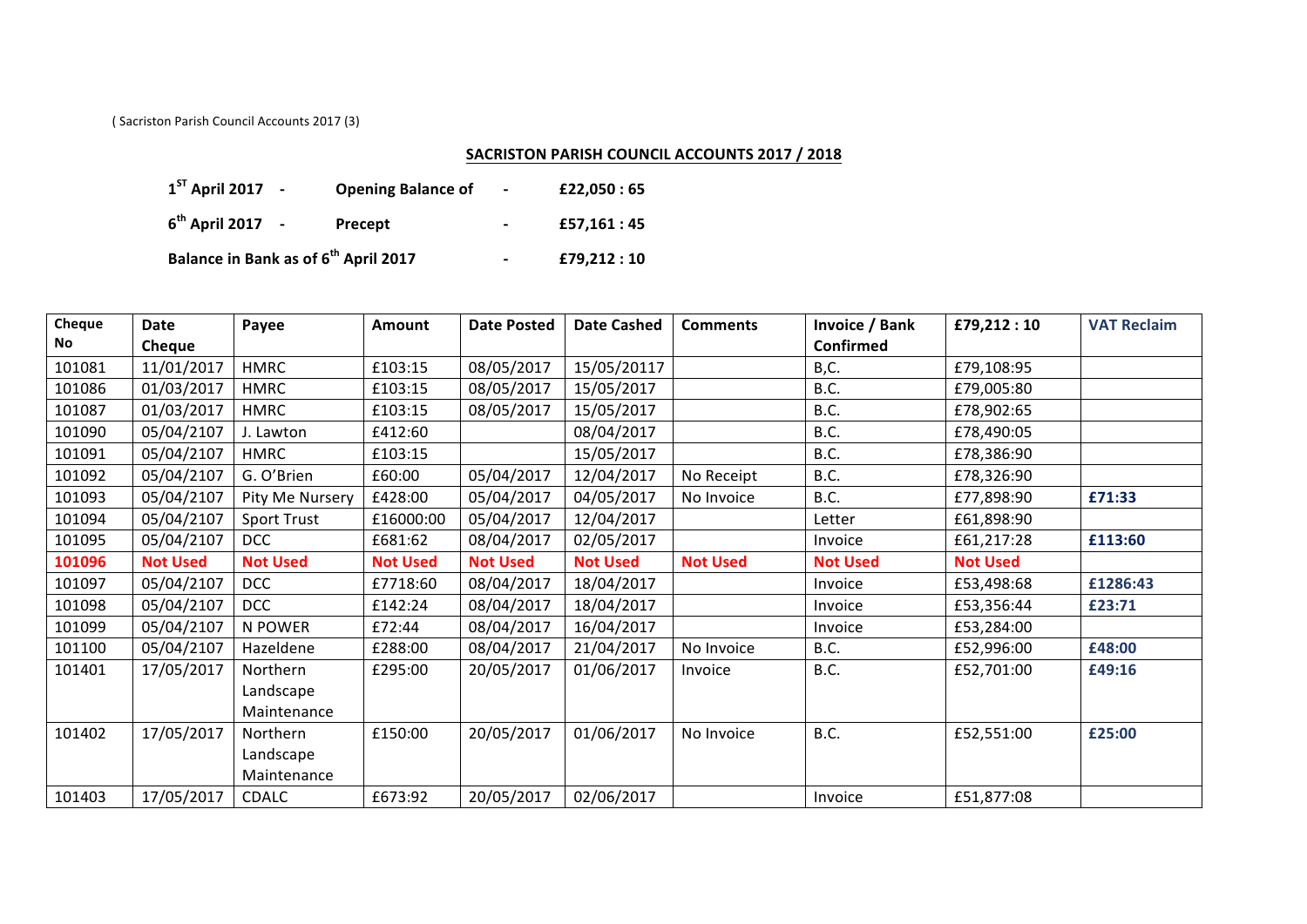( Sacriston Parish Council Accounts 2017 (3)

## SACRISTON PARISH COUNCIL ACCOUNTS 2017 / 2018

**1ST April 2017 - Opening Balance of - £22,050 : 65**

**6th April 2017 - Precept - £57,161 : 45**

**Balance in Bank as of 6th April 2017 - £79,212 : 10**

| Cheque No | Date Cheque | Payee | Amount | Date Posted | Date Cashed | Comments | Invoice / Bank Confirmed | £79,212 : 10 | VAT Reclaim |
|---|---|---|---|---|---|---|---|---|---|
| 101081 | 11/01/2017 | HMRC | £103:15 | 08/05/2017 | 15/05/20117 | | B,C. | £79,108:95 | |
| 101086 | 01/03/2017 | HMRC | £103:15 | 08/05/2017 | 15/05/2017 | | B.C. | £79,005:80 | |
| 101087 | 01/03/2017 | HMRC | £103:15 | 08/05/2017 | 15/05/2017 | | B.C. | £78,902:65 | |
| 101090 | 05/04/2107 | J. Lawton | £412:60 | | 08/04/2017 | | B.C. | £78,490:05 | |
| 101091 | 05/04/2107 | HMRC | £103:15 | | 15/05/2017 | | B.C. | £78,386:90 | |
| 101092 | 05/04/2107 | G. O'Brien | £60:00 | 05/04/2017 | 12/04/2017 | No Receipt | B.C. | £78,326:90 | |
| 101093 | 05/04/2107 | Pity Me Nursery | £428:00 | 05/04/2017 | 04/05/2017 | No Invoice | B.C. | £77,898:90 | **£71:33** |
| 101094 | 05/04/2107 | Sport Trust | £16000:00 | 05/04/2017 | 12/04/2017 | | Letter | £61,898:90 | |
| 101095 | 05/04/2107 | DCC | £681:62 | 08/04/2017 | 02/05/2017 | | Invoice | £61,217:28 | **£113:60** |
| **101096** | **Not Used** | **Not Used** | **Not Used** | **Not Used** | **Not Used** | **Not Used** | **Not Used** | **Not Used** | |
| 101097 | 05/04/2107 | DCC | £7718:60 | 08/04/2017 | 18/04/2017 | | Invoice | £53,498:68 | **£1286:43** |
| 101098 | 05/04/2107 | DCC | £142:24 | 08/04/2017 | 18/04/2017 | | Invoice | £53,356:44 | **£23:71** |
| 101099 | 05/04/2107 | N POWER | £72:44 | 08/04/2017 | 16/04/2017 | | Invoice | £53,284:00 | |
| 101100 | 05/04/2107 | Hazeldene | £288:00 | 08/04/2017 | 21/04/2017 | No Invoice | B.C. | £52,996:00 | **£48:00** |
| 101401 | 17/05/2017 | Northern Landscape Maintenance | £295:00 | 20/05/2017 | 01/06/2017 | Invoice | B.C. | £52,701:00 | **£49:16** |
| 101402 | 17/05/2017 | Northern Landscape Maintenance | £150:00 | 20/05/2017 | 01/06/2017 | No Invoice | B.C. | £52,551:00 | **£25:00** |
| 101403 | 17/05/2017 | CDALC | £673:92 | 20/05/2017 | 02/06/2017 | | Invoice | £51,877:08 | |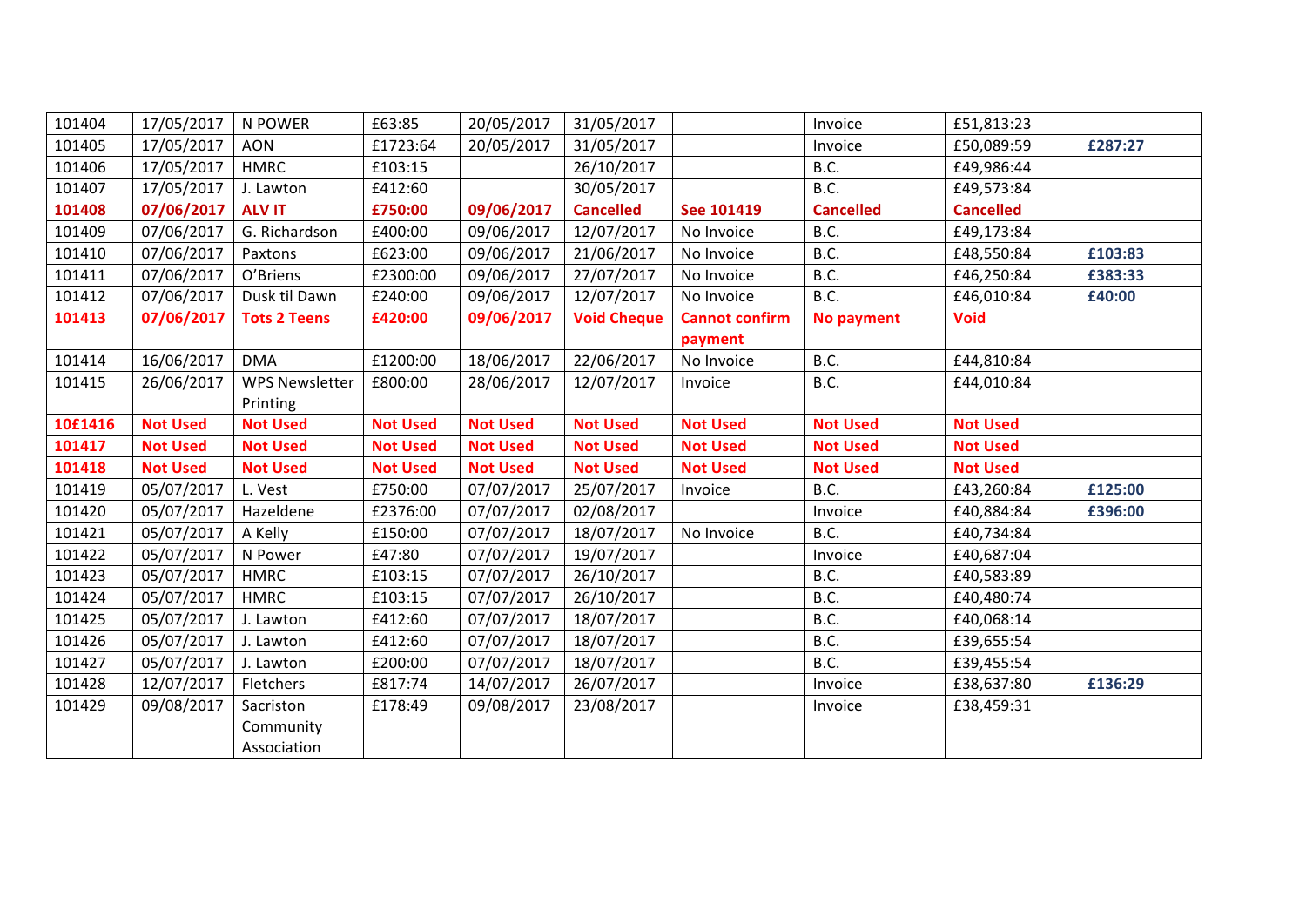| | | | | | | | | | |
|---|---|---|---|---|---|---|---|---|---|
| 101404 | 17/05/2017 | N POWER | £63:85 | 20/05/2017 | 31/05/2017 | | Invoice | £51,813:23 | |
| 101405 | 17/05/2017 | AON | £1723:64 | 20/05/2017 | 31/05/2017 | | Invoice | £50,089:59 | **£287:27** |
| 101406 | 17/05/2017 | HMRC | £103:15 | | 26/10/2017 | | B.C. | £49,986:44 | |
| 101407 | 17/05/2017 | J. Lawton | £412:60 | | 30/05/2017 | | B.C. | £49,573:84 | |
| **101408** | **07/06/2017** | **ALV IT** | **£750:00** | **09/06/2017** | **Cancelled** | **See 101419** | **Cancelled** | **Cancelled** | |
| 101409 | 07/06/2017 | G. Richardson | £400:00 | 09/06/2017 | 12/07/2017 | No Invoice | B.C. | £49,173:84 | |
| 101410 | 07/06/2017 | Paxtons | £623:00 | 09/06/2017 | 21/06/2017 | No Invoice | B.C. | £48,550:84 | **£103:83** |
| 101411 | 07/06/2017 | O'Briens | £2300:00 | 09/06/2017 | 27/07/2017 | No Invoice | B.C. | £46,250:84 | **£383:33** |
| 101412 | 07/06/2017 | Dusk til Dawn | £240:00 | 09/06/2017 | 12/07/2017 | No Invoice | B.C. | £46,010:84 | **£40:00** |
| **101413** | **07/06/2017** | **Tots 2 Teens** | **£420:00** | **09/06/2017** | **Void Cheque** | **Cannot confirm payment** | **No payment** | **Void** | |
| 101414 | 16/06/2017 | DMA | £1200:00 | 18/06/2017 | 22/06/2017 | No Invoice | B.C. | £44,810:84 | |
| 101415 | 26/06/2017 | WPS Newsletter Printing | £800:00 | 28/06/2017 | 12/07/2017 | Invoice | B.C. | £44,010:84 | |
| **10£1416** | **Not Used** | **Not Used** | **Not Used** | **Not Used** | **Not Used** | **Not Used** | **Not Used** | **Not Used** | |
| **101417** | **Not Used** | **Not Used** | **Not Used** | **Not Used** | **Not Used** | **Not Used** | **Not Used** | **Not Used** | |
| **101418** | **Not Used** | **Not Used** | **Not Used** | **Not Used** | **Not Used** | **Not Used** | **Not Used** | **Not Used** | |
| 101419 | 05/07/2017 | L. Vest | £750:00 | 07/07/2017 | 25/07/2017 | Invoice | B.C. | £43,260:84 | **£125:00** |
| 101420 | 05/07/2017 | Hazeldene | £2376:00 | 07/07/2017 | 02/08/2017 | | Invoice | £40,884:84 | **£396:00** |
| 101421 | 05/07/2017 | A Kelly | £150:00 | 07/07/2017 | 18/07/2017 | No Invoice | B.C. | £40,734:84 | |
| 101422 | 05/07/2017 | N Power | £47:80 | 07/07/2017 | 19/07/2017 | | Invoice | £40,687:04 | |
| 101423 | 05/07/2017 | HMRC | £103:15 | 07/07/2017 | 26/10/2017 | | B.C. | £40,583:89 | |
| 101424 | 05/07/2017 | HMRC | £103:15 | 07/07/2017 | 26/10/2017 | | B.C. | £40,480:74 | |
| 101425 | 05/07/2017 | J. Lawton | £412:60 | 07/07/2017 | 18/07/2017 | | B.C. | £40,068:14 | |
| 101426 | 05/07/2017 | J. Lawton | £412:60 | 07/07/2017 | 18/07/2017 | | B.C. | £39,655:54 | |
| 101427 | 05/07/2017 | J. Lawton | £200:00 | 07/07/2017 | 18/07/2017 | | B.C. | £39,455:54 | |
| 101428 | 12/07/2017 | Fletchers | £817:74 | 14/07/2017 | 26/07/2017 | | Invoice | £38,637:80 | **£136:29** |
| 101429 | 09/08/2017 | Sacriston Community Association | £178:49 | 09/08/2017 | 23/08/2017 | | Invoice | £38,459:31 | |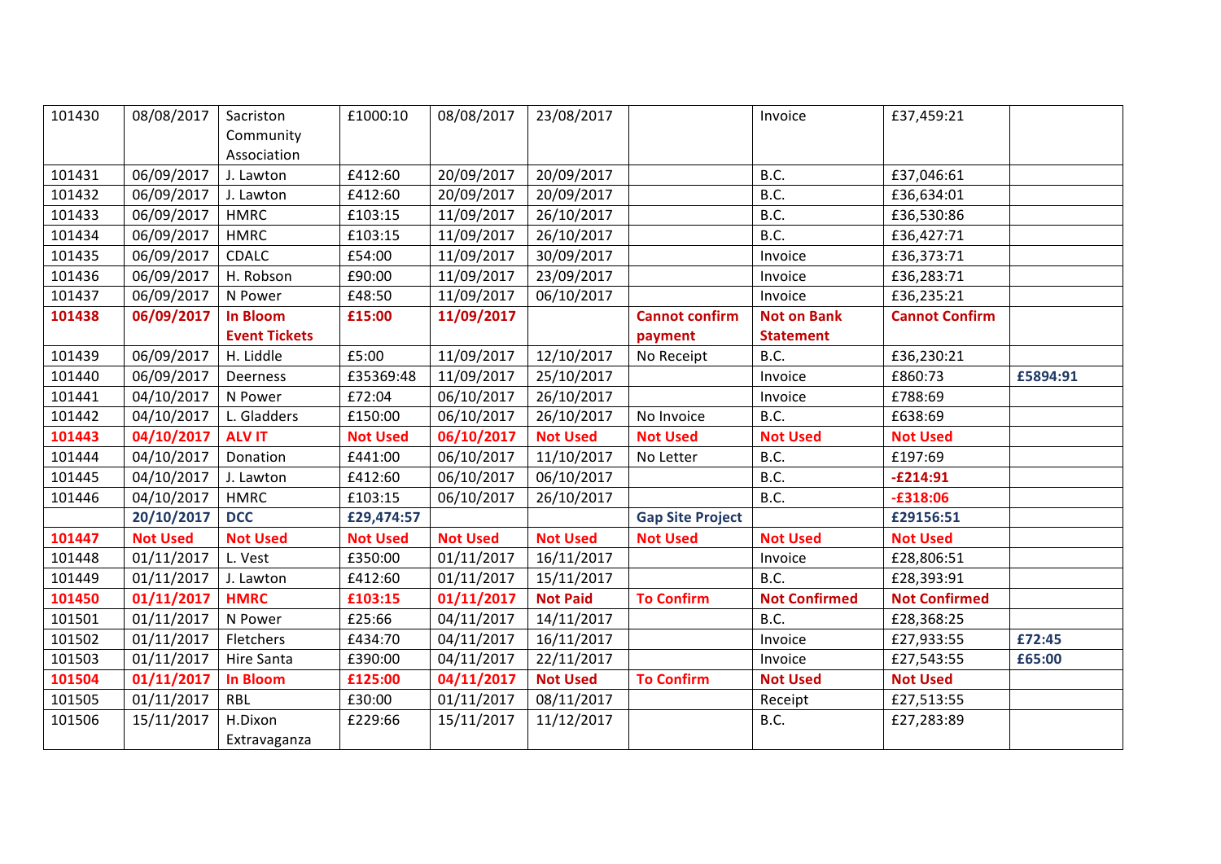| | | | | | | | | | |
|---|---|---|---|---|---|---|---|---|---|
| 101430 | 08/08/2017 | Sacriston Community Association | £1000:10 | 08/08/2017 | 23/08/2017 | | Invoice | £37,459:21 | |
| 101431 | 06/09/2017 | J. Lawton | £412:60 | 20/09/2017 | 20/09/2017 | | B.C. | £37,046:61 | |
| 101432 | 06/09/2017 | J. Lawton | £412:60 | 20/09/2017 | 20/09/2017 | | B.C. | £36,634:01 | |
| 101433 | 06/09/2017 | HMRC | £103:15 | 11/09/2017 | 26/10/2017 | | B.C. | £36,530:86 | |
| 101434 | 06/09/2017 | HMRC | £103:15 | 11/09/2017 | 26/10/2017 | | B.C. | £36,427:71 | |
| 101435 | 06/09/2017 | CDALC | £54:00 | 11/09/2017 | 30/09/2017 | | Invoice | £36,373:71 | |
| 101436 | 06/09/2017 | H. Robson | £90:00 | 11/09/2017 | 23/09/2017 | | Invoice | £36,283:71 | |
| 101437 | 06/09/2017 | N Power | £48:50 | 11/09/2017 | 06/10/2017 | | Invoice | £36,235:21 | |
| **101438** | **06/09/2017** | **In Bloom Event Tickets** | **£15:00** | **11/09/2017** | | **Cannot confirm payment** | **Not on Bank Statement** | **Cannot Confirm** | |
| 101439 | 06/09/2017 | H. Liddle | £5:00 | 11/09/2017 | 12/10/2017 | No Receipt | B.C. | £36,230:21 | |
| 101440 | 06/09/2017 | Deerness | £35369:48 | 11/09/2017 | 25/10/2017 | | Invoice | £860:73 | **£5894:91** |
| 101441 | 04/10/2017 | N Power | £72:04 | 06/10/2017 | 26/10/2017 | | Invoice | £788:69 | |
| 101442 | 04/10/2017 | L. Gladders | £150:00 | 06/10/2017 | 26/10/2017 | No Invoice | B.C. | £638:69 | |
| **101443** | **04/10/2017** | **ALV IT** | **Not Used** | **06/10/2017** | **Not Used** | **Not Used** | **Not Used** | **Not Used** | |
| 101444 | 04/10/2017 | Donation | £441:00 | 06/10/2017 | 11/10/2017 | No Letter | B.C. | £197:69 | |
| 101445 | 04/10/2017 | J. Lawton | £412:60 | 06/10/2017 | 06/10/2017 | | B.C. | **-£214:91** | |
| 101446 | 04/10/2017 | HMRC | £103:15 | 06/10/2017 | 26/10/2017 | | B.C. | **-£318:06** | |
| | **20/10/2017** | **DCC** | **£29,474:57** | | | **Gap Site Project** | | **£29156:51** | |
| **101447** | **Not Used** | **Not Used** | **Not Used** | **Not Used** | **Not Used** | **Not Used** | **Not Used** | **Not Used** | |
| 101448 | 01/11/2017 | L. Vest | £350:00 | 01/11/2017 | 16/11/2017 | | Invoice | £28,806:51 | |
| 101449 | 01/11/2017 | J. Lawton | £412:60 | 01/11/2017 | 15/11/2017 | | B.C. | £28,393:91 | |
| **101450** | **01/11/2017** | **HMRC** | **£103:15** | **01/11/2017** | **Not Paid** | **To Confirm** | **Not Confirmed** | **Not Confirmed** | |
| 101501 | 01/11/2017 | N Power | £25:66 | 04/11/2017 | 14/11/2017 | | B.C. | £28,368:25 | |
| 101502 | 01/11/2017 | Fletchers | £434:70 | 04/11/2017 | 16/11/2017 | | Invoice | £27,933:55 | **£72:45** |
| 101503 | 01/11/2017 | Hire Santa | £390:00 | 04/11/2017 | 22/11/2017 | | Invoice | £27,543:55 | **£65:00** |
| **101504** | **01/11/2017** | **In Bloom** | **£125:00** | **04/11/2017** | **Not Used** | **To Confirm** | **Not Used** | **Not Used** | |
| 101505 | 01/11/2017 | RBL | £30:00 | 01/11/2017 | 08/11/2017 | | Receipt | £27,513:55 | |
| 101506 | 15/11/2017 | H.Dixon Extravaganza | £229:66 | 15/11/2017 | 11/12/2017 | | B.C. | £27,283:89 | |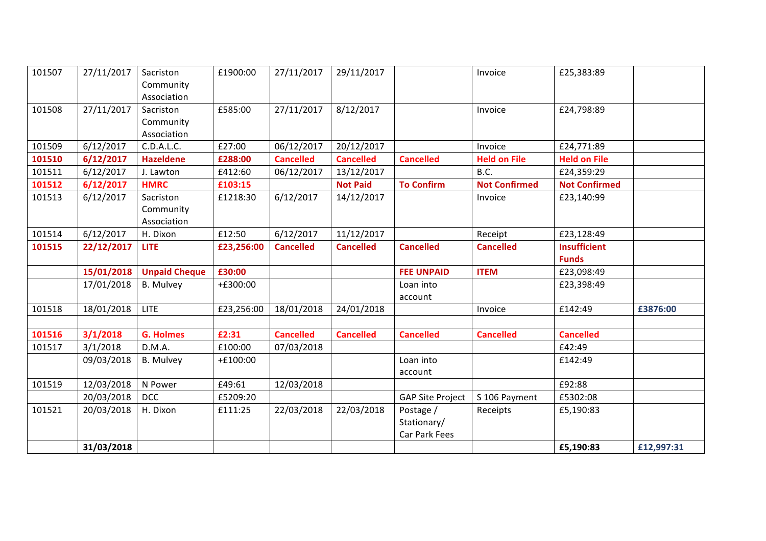| | | | | | | | | | |
|---|---|---|---|---|---|---|---|---|---|
| 101507 | 27/11/2017 | Sacriston Community Association | £1900:00 | 27/11/2017 | 29/11/2017 | | Invoice | £25,383:89 | |
| 101508 | 27/11/2017 | Sacriston Community Association | £585:00 | 27/11/2017 | 8/12/2017 | | Invoice | £24,798:89 | |
| 101509 | 6/12/2017 | C.D.A.L.C. | £27:00 | 06/12/2017 | 20/12/2017 | | Invoice | £24,771:89 | |
| **101510** | **6/12/2017** | **Hazeldene** | **£288:00** | **Cancelled** | **Cancelled** | **Cancelled** | **Held on File** | **Held on File** | |
| 101511 | 6/12/2017 | J. Lawton | £412:60 | 06/12/2017 | 13/12/2017 | | B.C. | £24,359:29 | |
| **101512** | **6/12/2017** | **HMRC** | **£103:15** | | **Not Paid** | **To Confirm** | **Not Confirmed** | **Not Confirmed** | |
| 101513 | 6/12/2017 | Sacriston Community Association | £1218:30 | 6/12/2017 | 14/12/2017 | | Invoice | £23,140:99 | |
| 101514 | 6/12/2017 | H. Dixon | £12:50 | 6/12/2017 | 11/12/2017 | | Receipt | £23,128:49 | |
| **101515** | **22/12/2017** | **LITE** | **£23,256:00** | **Cancelled** | **Cancelled** | **Cancelled** | **Cancelled** | **Insufficient Funds** | |
| | **15/01/2018** | **Unpaid Cheque** | **£30:00** | | | **FEE UNPAID** | **ITEM** | £23,098:49 | |
| | 17/01/2018 | B. Mulvey | +£300:00 | | | Loan into account | | £23,398:49 | |
| 101518 | 18/01/2018 | LITE | £23,256:00 | 18/01/2018 | 24/01/2018 | | Invoice | £142:49 | **£3876:00** |
| | | | | | | | | | |
| **101516** | **3/1/2018** | **G. Holmes** | **£2:31** | **Cancelled** | **Cancelled** | **Cancelled** | **Cancelled** | **Cancelled** | |
| 101517 | 3/1/2018 | D.M.A. | £100:00 | 07/03/2018 | | | | £42:49 | |
| | 09/03/2018 | B. Mulvey | +£100:00 | | | Loan into account | | £142:49 | |
| 101519 | 12/03/2018 | N Power | £49:61 | 12/03/2018 | | | | £92:88 | |
| | 20/03/2018 | DCC | £5209:20 | | | GAP Site Project | S 106 Payment | £5302:08 | |
| 101521 | 20/03/2018 | H. Dixon | £111:25 | 22/03/2018 | 22/03/2018 | Postage / Stationary/ Car Park Fees | Receipts | £5,190:83 | |
| | **31/03/2018** | | | | | | | **£5,190:83** | **£12,997:31** |